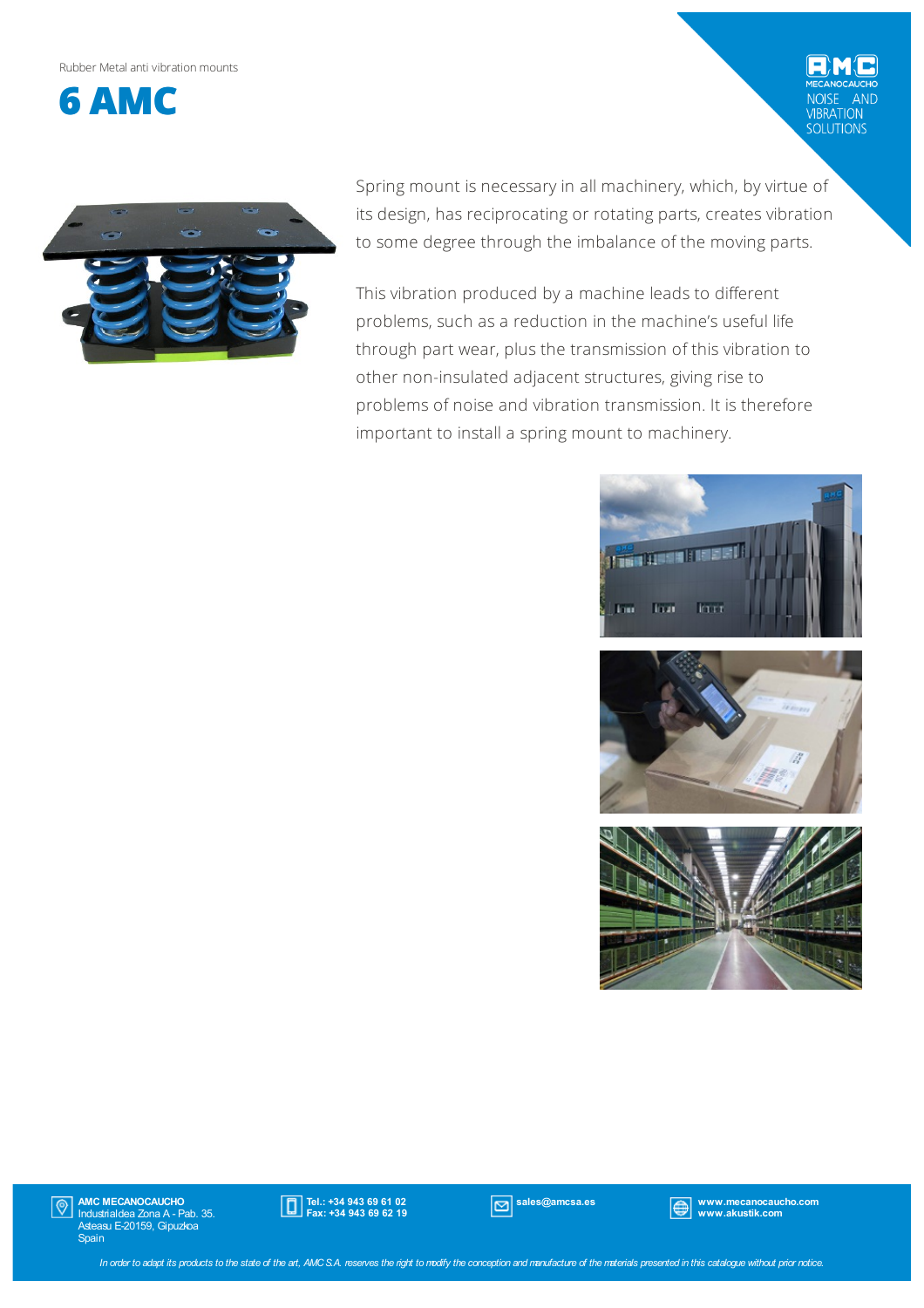Rubber Metal anti vibration mounts

# 6 AMC

Spring mount is necessary in all machinery, which, by virtue of its design, has reciprocating or rotating parts, creates vibration to some degree through the imbalance of the moving parts.

This vibration produced by a machine leads to different problems, such as a reduction in the machine's useful life through part wear, plus the transmission of this vibration to other non-insulated adjacent structures, giving rise to problems of noise and vibration transmission. It is therefore important to install a spring mount to machinery.

**AMC MECANOCAUCHO**
Industrialdea Zona A - Pab. 35.
Asteasu E-20159, Gipuzkoa
Spain

**Tel.: +34 943 69 61 02**
**Fax: +34 943 69 62 19**

**sales@amcsa.es**

**www.mecanocaucho.com**
**www.akustik.com**

*In order to adapt its products to the state of the art, AMC S.A. reserves the right to modify the conception and manufacture of the materials presented in this catalogue without prior notice.*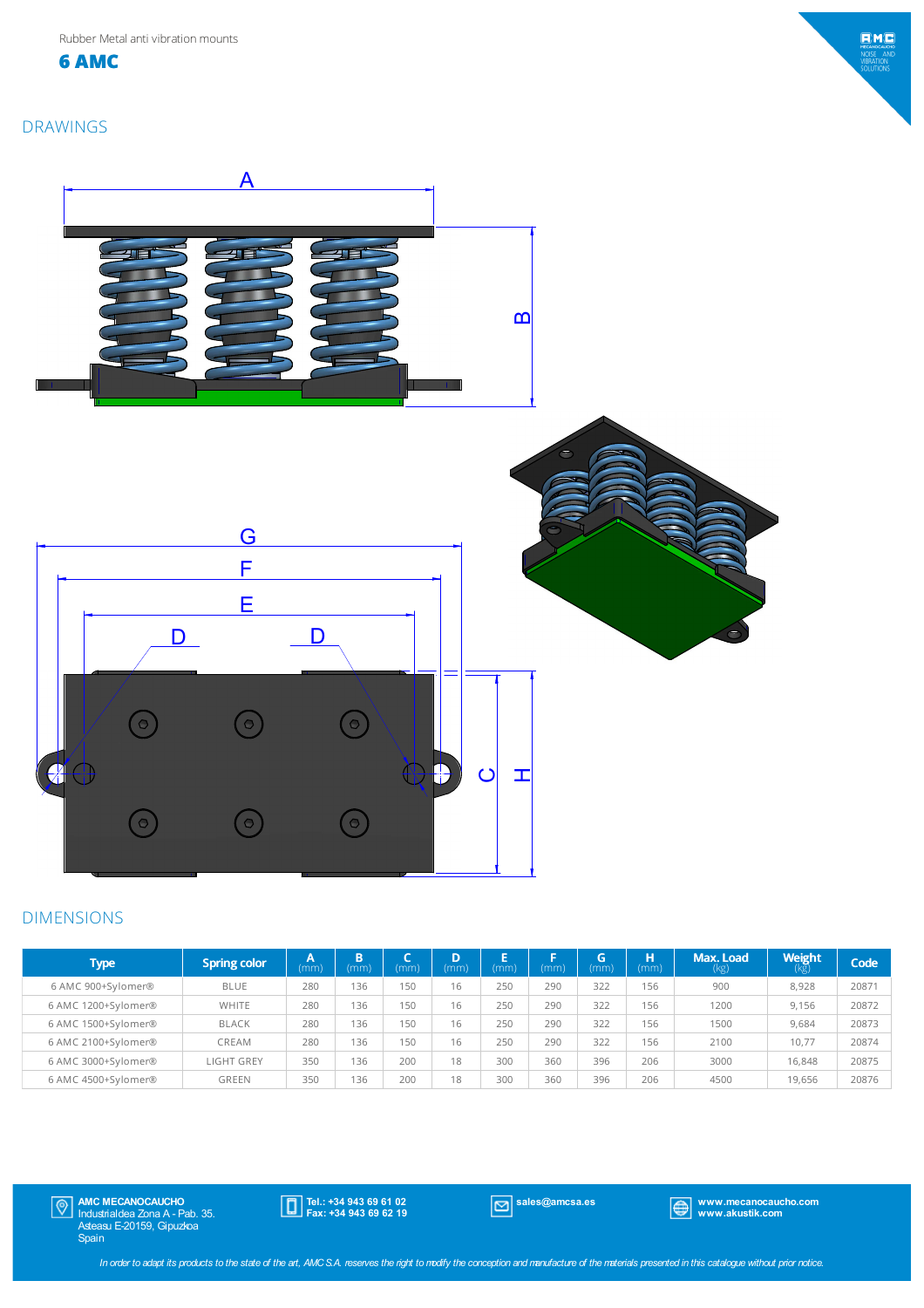Rubber Metal anti vibration mounts

# 6 AMC

## DRAWINGS

## DIMENSIONS

| Type | Spring color | A (mm) | B (mm) | C (mm) | D (mm) | E (mm) | F (mm) | G (mm) | H (mm) | Max. Load (kg) | Weight (kg) | Code |
|---|---|---|---|---|---|---|---|---|---|---|---|---|
| 6 AMC 900+Sylomer® | BLUE | 280 | 136 | 150 | 16 | 250 | 290 | 322 | 156 | 900 | 8,928 | 20871 |
| 6 AMC 1200+Sylomer® | WHITE | 280 | 136 | 150 | 16 | 250 | 290 | 322 | 156 | 1200 | 9,156 | 20872 |
| 6 AMC 1500+Sylomer® | BLACK | 280 | 136 | 150 | 16 | 250 | 290 | 322 | 156 | 1500 | 9,684 | 20873 |
| 6 AMC 2100+Sylomer® | CREAM | 280 | 136 | 150 | 16 | 250 | 290 | 322 | 156 | 2100 | 10,77 | 20874 |
| 6 AMC 3000+Sylomer® | LIGHT GREY | 350 | 136 | 200 | 18 | 300 | 360 | 396 | 206 | 3000 | 16,848 | 20875 |
| 6 AMC 4500+Sylomer® | GREEN | 350 | 136 | 200 | 18 | 300 | 360 | 396 | 206 | 4500 | 19,656 | 20876 |

**AMC MECANOCAUCHO**
Industrialdea Zona A - Pab. 35.
Asteasu E-20159, Gipuzkoa
Spain

**Tel.: +34 943 69 61 02**
**Fax: +34 943 69 62 19**

**sales@amcsa.es**

**www.mecanocaucho.com**
**www.akustik.com**

*In order to adapt its products to the state of the art, AMC S.A. reserves the right to modify the conception and manufacture of the materials presented in this catalogue without prior notice.*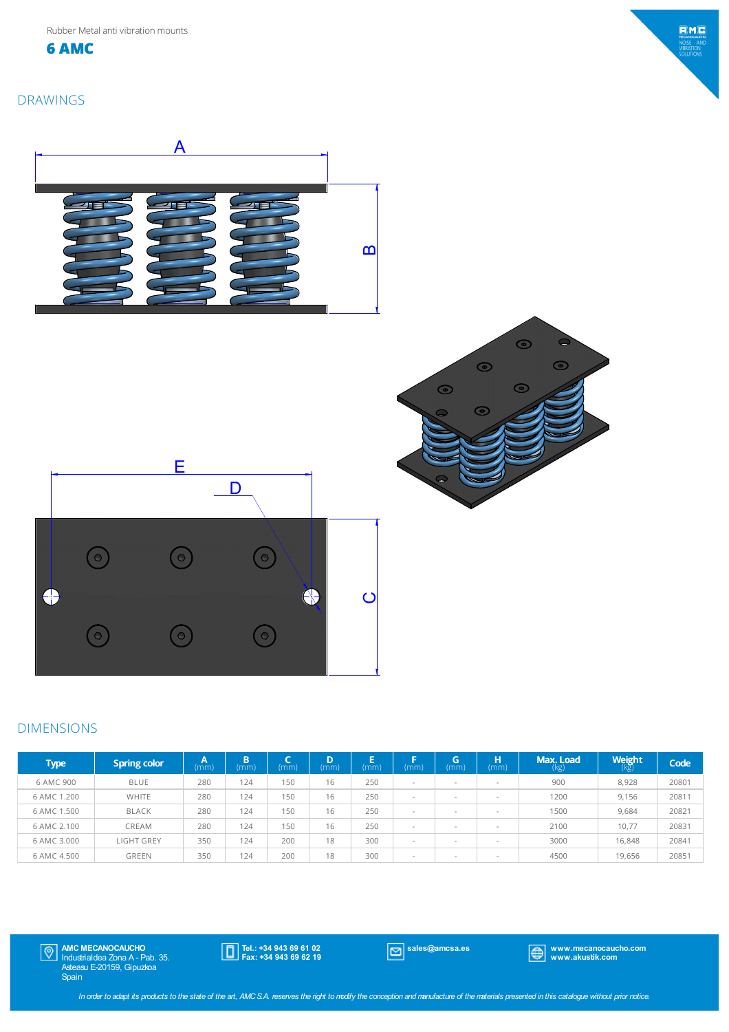Rubber Metal anti vibration mounts

# 6 AMC

## DRAWINGS

## DIMENSIONS

| Type | Spring color | A (mm) | B (mm) | C (mm) | D (mm) | E (mm) | F (mm) | G (mm) | H (mm) | Max. Load (kg) | Weight (kg) | Code |
|---|---|---|---|---|---|---|---|---|---|---|---|---|
| 6 AMC 900 | BLUE | 280 | 124 | 150 | 16 | 250 | - | - | - | 900 | 8,928 | 20801 |
| 6 AMC 1.200 | WHITE | 280 | 124 | 150 | 16 | 250 | - | - | - | 1200 | 9,156 | 20811 |
| 6 AMC 1.500 | BLACK | 280 | 124 | 150 | 16 | 250 | - | - | - | 1500 | 9,684 | 20821 |
| 6 AMC 2.100 | CREAM | 280 | 124 | 150 | 16 | 250 | - | - | - | 2100 | 10,77 | 20831 |
| 6 AMC 3.000 | LIGHT GREY | 350 | 124 | 200 | 18 | 300 | - | - | - | 3000 | 16,848 | 20841 |
| 6 AMC 4.500 | GREEN | 350 | 124 | 200 | 18 | 300 | - | - | - | 4500 | 19,656 | 20851 |

**AMC MECANOCAUCHO**
Industrialdea Zona A - Pab. 35.
Asteasu E-20159, Gipuzkoa
Spain

**Tel.: +34 943 69 61 02**
**Fax: +34 943 69 62 19**

**sales@amcsa.es**

**www.mecanocaucho.com**
**www.akustik.com**

*In order to adapt its products to the state of the art, AMC S.A. reserves the right to modify the conception and manufacture of the materials presented in this catalogue without prior notice.*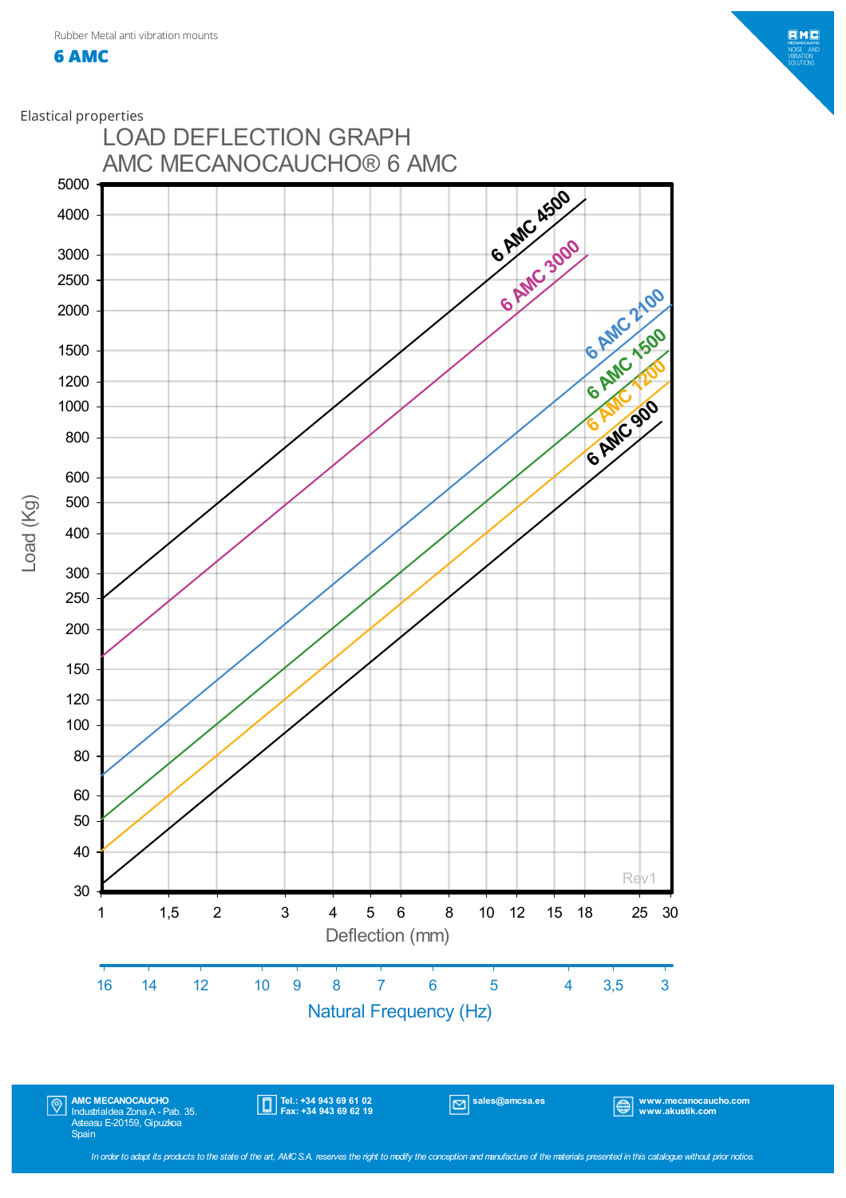Rubber Metal anti vibration mounts

# 6 AMC

Elastical properties

## LOAD DEFLECTION GRAPH
## AMC MECANOCAUCHO® 6 AMC

Load (Kg)

5000
4000
3000
2500
2000
1500
1200
1000
800
600
500
400
300
250
200
150
120
100
80
60
50
40
30

6 AMC 4500
6 AMC 3000
6 AMC 2100
6 AMC 1500
6 AMC 1200
6 AMC 900

Rev1

1 1,5 2 3 4 5 6 8 10 12 15 18 25 30

Deflection (mm)

16 14 12 10 9 8 7 6 5 4 3,5 3

Natural Frequency (Hz)

**AMC MECANOCAUCHO**
Industrialdea Zona A - Pab. 35.
Asteasu E-20159, Gipuzkoa
Spain

**Tel.: +34 943 69 61 02**
**Fax: +34 943 69 62 19**

**sales@amcsa.es**

**www.mecanocaucho.com**
**www.akustik.com**

*In order to adapt its products to the state of the art, AMC S.A. reserves the right to modify the conception and manufacture of the materials presented in this catalogue without prior notice.*